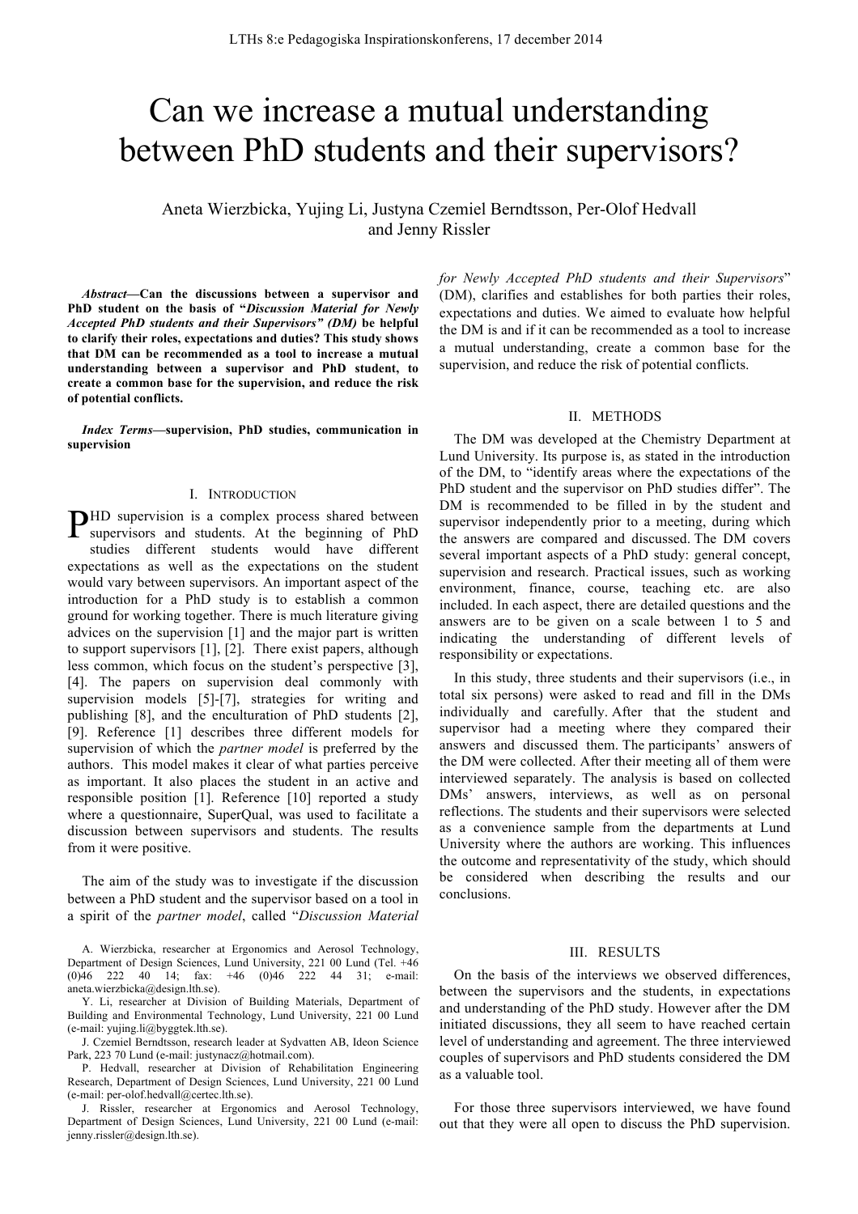# Can we increase a mutual understanding between PhD students and their supervisors?

Aneta Wierzbicka, Yujing Li, Justyna Czemiel Berndtsson, Per-Olof Hedvall and Jenny Rissler

***Abstract*—Can the discussions between a supervisor and PhD student on the basis of "*Discussion Material for Newly Accepted PhD students and their Supervisors" (DM)* be helpful to clarify their roles, expectations and duties? This study shows that DM can be recommended as a tool to increase a mutual understanding between a supervisor and PhD student, to create a common base for the supervision, and reduce the risk of potential conflicts.**

***Index Terms*—supervision, PhD studies, communication in supervision**

## I. Introduction

PHD supervision is a complex process shared between supervisors and students. At the beginning of PhD studies different students would have different expectations as well as the expectations on the student would vary between supervisors. An important aspect of the introduction for a PhD study is to establish a common ground for working together. There is much literature giving advices on the supervision [1] and the major part is written to support supervisors [1], [2]. There exist papers, although less common, which focus on the student's perspective [3], [4]. The papers on supervision deal commonly with supervision models [5]-[7], strategies for writing and publishing [8], and the enculturation of PhD students [2], [9]. Reference [1] describes three different models for supervision of which the *partner model* is preferred by the authors. This model makes it clear of what parties perceive as important. It also places the student in an active and responsible position [1]. Reference [10] reported a study where a questionnaire, SuperQual, was used to facilitate a discussion between supervisors and students. The results from it were positive.

The aim of the study was to investigate if the discussion between a PhD student and the supervisor based on a tool in a spirit of the *partner model*, called "*Discussion Material for Newly Accepted PhD students and their Supervisors*" (DM), clarifies and establishes for both parties their roles, expectations and duties. We aimed to evaluate how helpful the DM is and if it can be recommended as a tool to increase a mutual understanding, create a common base for the supervision, and reduce the risk of potential conflicts.

A. Wierzbicka, researcher at Ergonomics and Aerosol Technology, Department of Design Sciences, Lund University, 221 00 Lund (Tel. +46 (0)46 222 40 14; fax: +46 (0)46 222 44 31; e-mail: aneta.wierzbicka@design.lth.se).

Y. Li, researcher at Division of Building Materials, Department of Building and Environmental Technology, Lund University, 221 00 Lund (e-mail: yujing.li@byggtek.lth.se).

J. Czemiel Berndtsson, research leader at Sydvatten AB, Ideon Science Park, 223 70 Lund (e-mail: justynacz@hotmail.com).

P. Hedvall, researcher at Division of Rehabilitation Engineering Research, Department of Design Sciences, Lund University, 221 00 Lund (e-mail: per-olof.hedvall@certec.lth.se).

J. Rissler, researcher at Ergonomics and Aerosol Technology, Department of Design Sciences, Lund University, 221 00 Lund (e-mail: jenny.rissler@design.lth.se).

## II. Methods

The DM was developed at the Chemistry Department at Lund University. Its purpose is, as stated in the introduction of the DM, to "identify areas where the expectations of the PhD student and the supervisor on PhD studies differ". The DM is recommended to be filled in by the student and supervisor independently prior to a meeting, during which the answers are compared and discussed. The DM covers several important aspects of a PhD study: general concept, supervision and research. Practical issues, such as working environment, finance, course, teaching etc. are also included. In each aspect, there are detailed questions and the answers are to be given on a scale between 1 to 5 and indicating the understanding of different levels of responsibility or expectations.

In this study, three students and their supervisors (i.e., in total six persons) were asked to read and fill in the DMs individually and carefully. After that the student and supervisor had a meeting where they compared their answers and discussed them. The participants' answers of the DM were collected. After their meeting all of them were interviewed separately. The analysis is based on collected DMs' answers, interviews, as well as on personal reflections. The students and their supervisors were selected as a convenience sample from the departments at Lund University where the authors are working. This influences the outcome and representativity of the study, which should be considered when describing the results and our conclusions.

## III. Results

On the basis of the interviews we observed differences, between the supervisors and the students, in expectations and understanding of the PhD study. However after the DM initiated discussions, they all seem to have reached certain level of understanding and agreement. The three interviewed couples of supervisors and PhD students considered the DM as a valuable tool.

For those three supervisors interviewed, we have found out that they were all open to discuss the PhD supervision.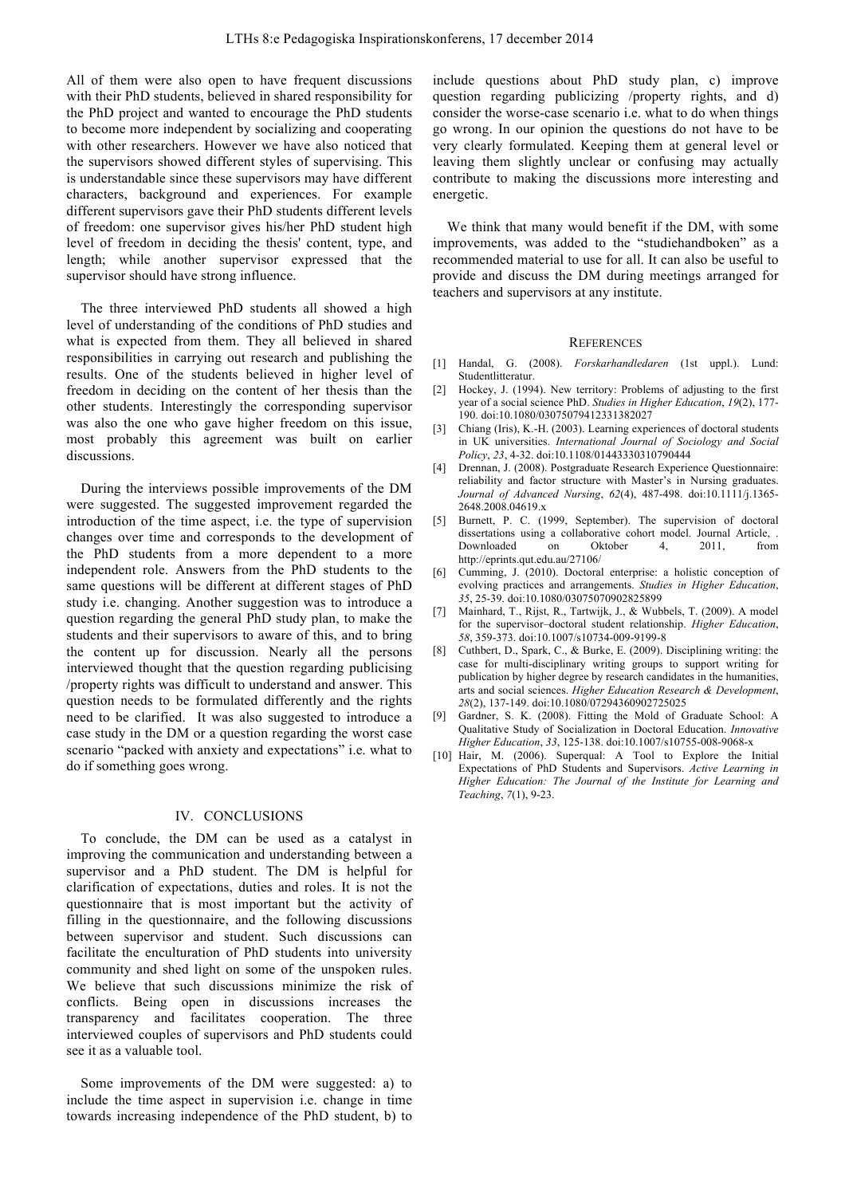All of them were also open to have frequent discussions with their PhD students, believed in shared responsibility for the PhD project and wanted to encourage the PhD students to become more independent by socializing and cooperating with other researchers. However we have also noticed that the supervisors showed different styles of supervising. This is understandable since these supervisors may have different characters, background and experiences. For example different supervisors gave their PhD students different levels of freedom: one supervisor gives his/her PhD student high level of freedom in deciding the thesis' content, type, and length; while another supervisor expressed that the supervisor should have strong influence.

The three interviewed PhD students all showed a high level of understanding of the conditions of PhD studies and what is expected from them. They all believed in shared responsibilities in carrying out research and publishing the results. One of the students believed in higher level of freedom in deciding on the content of her thesis than the other students. Interestingly the corresponding supervisor was also the one who gave higher freedom on this issue, most probably this agreement was built on earlier discussions.

During the interviews possible improvements of the DM were suggested. The suggested improvement regarded the introduction of the time aspect, i.e. the type of supervision changes over time and corresponds to the development of the PhD students from a more dependent to a more independent role. Answers from the PhD students to the same questions will be different at different stages of PhD study i.e. changing. Another suggestion was to introduce a question regarding the general PhD study plan, to make the students and their supervisors to aware of this, and to bring the content up for discussion. Nearly all the persons interviewed thought that the question regarding publicising /property rights was difficult to understand and answer. This question needs to be formulated differently and the rights need to be clarified. It was also suggested to introduce a case study in the DM or a question regarding the worst case scenario "packed with anxiety and expectations" i.e. what to do if something goes wrong.

## IV. CONCLUSIONS

To conclude, the DM can be used as a catalyst in improving the communication and understanding between a supervisor and a PhD student. The DM is helpful for clarification of expectations, duties and roles. It is not the questionnaire that is most important but the activity of filling in the questionnaire, and the following discussions between supervisor and student. Such discussions can facilitate the enculturation of PhD students into university community and shed light on some of the unspoken rules. We believe that such discussions minimize the risk of conflicts. Being open in discussions increases the transparency and facilitates cooperation. The three interviewed couples of supervisors and PhD students could see it as a valuable tool.

Some improvements of the DM were suggested: a) to include the time aspect in supervision i.e. change in time towards increasing independence of the PhD student, b) to include questions about PhD study plan, c) improve question regarding publicizing /property rights, and d) consider the worse-case scenario i.e. what to do when things go wrong. In our opinion the questions do not have to be very clearly formulated. Keeping them at general level or leaving them slightly unclear or confusing may actually contribute to making the discussions more interesting and energetic.

We think that many would benefit if the DM, with some improvements, was added to the "studiehandboken" as a recommended material to use for all. It can also be useful to provide and discuss the DM during meetings arranged for teachers and supervisors at any institute.

## REFERENCES

[1] Handal, G. (2008). *Forskarhandledaren* (1st uppl.). Lund: Studentlitteratur.

[2] Hockey, J. (1994). New territory: Problems of adjusting to the first year of a social science PhD. *Studies in Higher Education*, *19*(2), 177-190. doi:10.1080/03075079412331382027

[3] Chiang (Iris), K.-H. (2003). Learning experiences of doctoral students in UK universities. *International Journal of Sociology and Social Policy*, *23*, 4-32. doi:10.1108/01443330310790444

[4] Drennan, J. (2008). Postgraduate Research Experience Questionnaire: reliability and factor structure with Master's in Nursing graduates. *Journal of Advanced Nursing*, *62*(4), 487-498. doi:10.1111/j.1365-2648.2008.04619.x

[5] Burnett, P. C. (1999, September). The supervision of doctoral dissertations using a collaborative cohort model. Journal Article, . Downloaded on Oktober 4, 2011, from http://eprints.qut.edu.au/27106/

[6] Cumming, J. (2010). Doctoral enterprise: a holistic conception of evolving practices and arrangements. *Studies in Higher Education*, *35*, 25-39. doi:10.1080/03075070902825899

[7] Mainhard, T., Rijst, R., Tartwijk, J., & Wubbels, T. (2009). A model for the supervisor–doctoral student relationship. *Higher Education*, *58*, 359-373. doi:10.1007/s10734-009-9199-8

[8] Cuthbert, D., Spark, C., & Burke, E. (2009). Disciplining writing: the case for multi-disciplinary writing groups to support writing for publication by higher degree by research candidates in the humanities, arts and social sciences. *Higher Education Research & Development*, *28*(2), 137-149. doi:10.1080/07294360902725025

[9] Gardner, S. K. (2008). Fitting the Mold of Graduate School: A Qualitative Study of Socialization in Doctoral Education. *Innovative Higher Education*, *33*, 125-138. doi:10.1007/s10755-008-9068-x

[10] Hair, M. (2006). Superqual: A Tool to Explore the Initial Expectations of PhD Students and Supervisors. *Active Learning in Higher Education: The Journal of the Institute for Learning and Teaching*, *7*(1), 9-23.